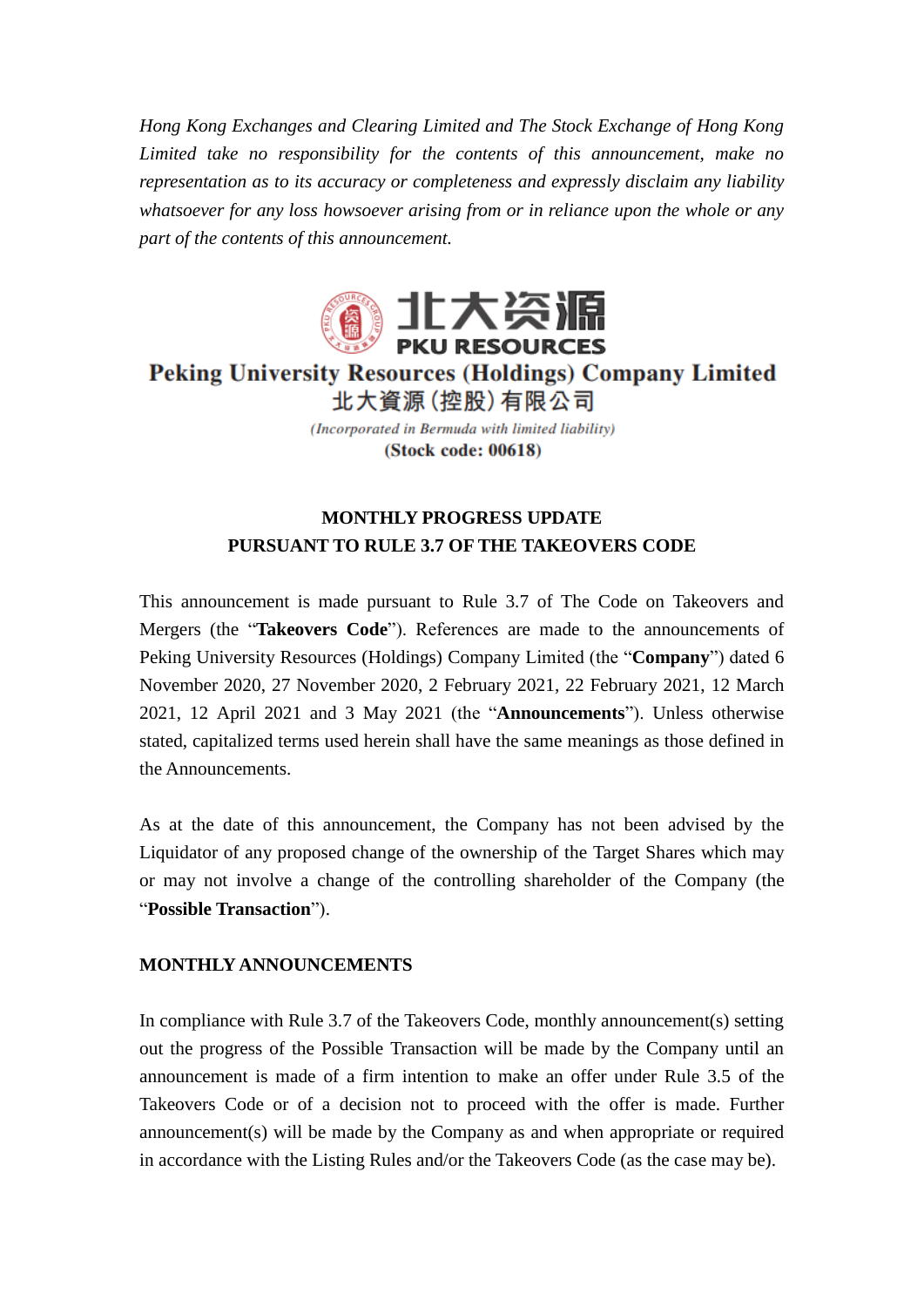*Hong Kong Exchanges and Clearing Limited and The Stock Exchange of Hong Kong Limited take no responsibility for the contents of this announcement, make no representation as to its accuracy or completeness and expressly disclaim any liability whatsoever for any loss howsoever arising from or in reliance upon the whole or any part of the contents of this announcement.*

北大资源
PKU RESOURCES

**Peking University Resources (Holdings) Company Limited**
**北大資源(控股)有限公司**

*(Incorporated in Bermuda with limited liability)*
**(Stock code: 00618)**

## MONTHLY PROGRESS UPDATE
## PURSUANT TO RULE 3.7 OF THE TAKEOVERS CODE

This announcement is made pursuant to Rule 3.7 of The Code on Takeovers and Mergers (the "**Takeovers Code**"). References are made to the announcements of Peking University Resources (Holdings) Company Limited (the "**Company**") dated 6 November 2020, 27 November 2020, 2 February 2021, 22 February 2021, 12 March 2021, 12 April 2021 and 3 May 2021 (the "**Announcements**"). Unless otherwise stated, capitalized terms used herein shall have the same meanings as those defined in the Announcements.

As at the date of this announcement, the Company has not been advised by the Liquidator of any proposed change of the ownership of the Target Shares which may or may not involve a change of the controlling shareholder of the Company (the "**Possible Transaction**").

**MONTHLY ANNOUNCEMENTS**

In compliance with Rule 3.7 of the Takeovers Code, monthly announcement(s) setting out the progress of the Possible Transaction will be made by the Company until an announcement is made of a firm intention to make an offer under Rule 3.5 of the Takeovers Code or of a decision not to proceed with the offer is made. Further announcement(s) will be made by the Company as and when appropriate or required in accordance with the Listing Rules and/or the Takeovers Code (as the case may be).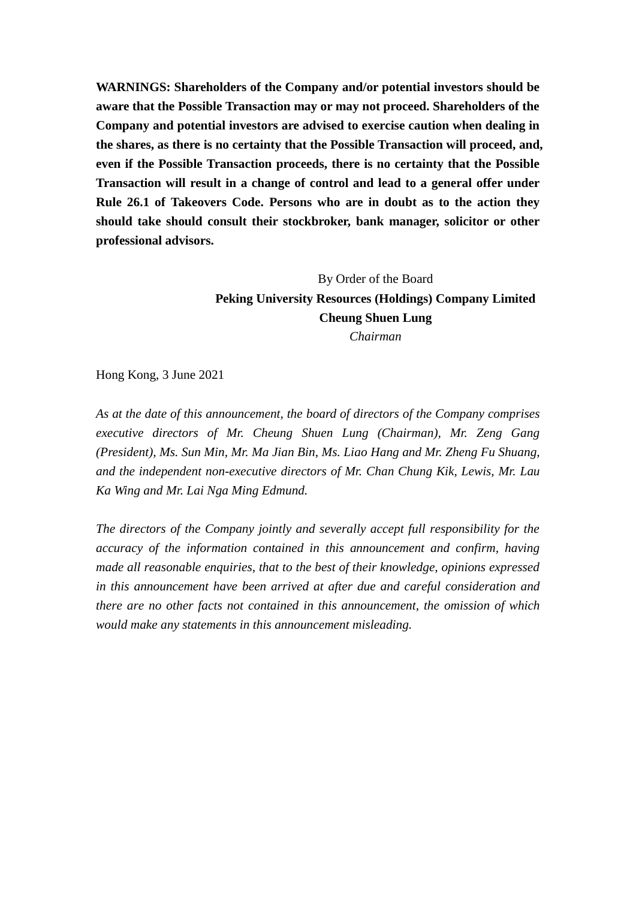**WARNINGS: Shareholders of the Company and/or potential investors should be aware that the Possible Transaction may or may not proceed. Shareholders of the Company and potential investors are advised to exercise caution when dealing in the shares, as there is no certainty that the Possible Transaction will proceed, and, even if the Possible Transaction proceeds, there is no certainty that the Possible Transaction will result in a change of control and lead to a general offer under Rule 26.1 of Takeovers Code. Persons who are in doubt as to the action they should take should consult their stockbroker, bank manager, solicitor or other professional advisors.**

By Order of the Board
**Peking University Resources (Holdings) Company Limited**
**Cheung Shuen Lung**
*Chairman*

Hong Kong, 3 June 2021

*As at the date of this announcement, the board of directors of the Company comprises executive directors of Mr. Cheung Shuen Lung (Chairman), Mr. Zeng Gang (President), Ms. Sun Min, Mr. Ma Jian Bin, Ms. Liao Hang and Mr. Zheng Fu Shuang, and the independent non-executive directors of Mr. Chan Chung Kik, Lewis, Mr. Lau Ka Wing and Mr. Lai Nga Ming Edmund.*

*The directors of the Company jointly and severally accept full responsibility for the accuracy of the information contained in this announcement and confirm, having made all reasonable enquiries, that to the best of their knowledge, opinions expressed in this announcement have been arrived at after due and careful consideration and there are no other facts not contained in this announcement, the omission of which would make any statements in this announcement misleading.*